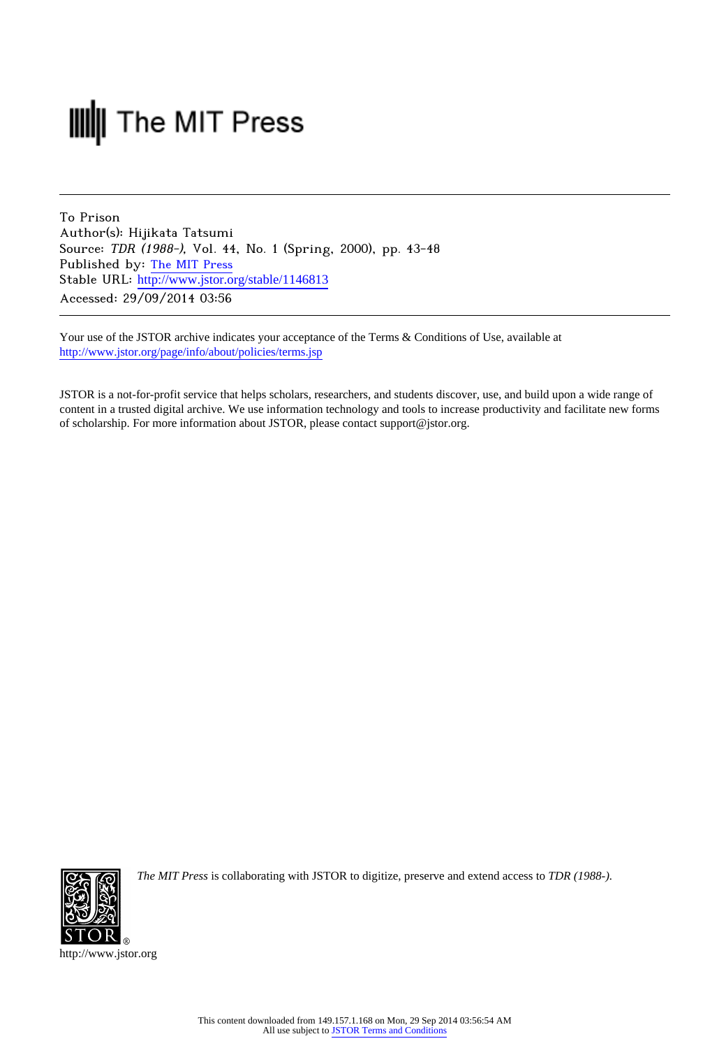The MIT Press

---

To Prison
Author(s): Hijikata Tatsumi
Source: *TDR (1988-)*, Vol. 44, No. 1 (Spring, 2000), pp. 43-48
Published by: The MIT Press
Stable URL: http://www.jstor.org/stable/1146813
Accessed: 29/09/2014 03:56

---

Your use of the JSTOR archive indicates your acceptance of the Terms & Conditions of Use, available at
http://www.jstor.org/page/info/about/policies/terms.jsp

JSTOR is a not-for-profit service that helps scholars, researchers, and students discover, use, and build upon a wide range of content in a trusted digital archive. We use information technology and tools to increase productivity and facilitate new forms of scholarship. For more information about JSTOR, please contact support@jstor.org.

*The MIT Press* is collaborating with JSTOR to digitize, preserve and extend access to *TDR (1988-)*.

http://www.jstor.org

This content downloaded from 149.157.1.168 on Mon, 29 Sep 2014 03:56:54 AM
All use subject to JSTOR Terms and Conditions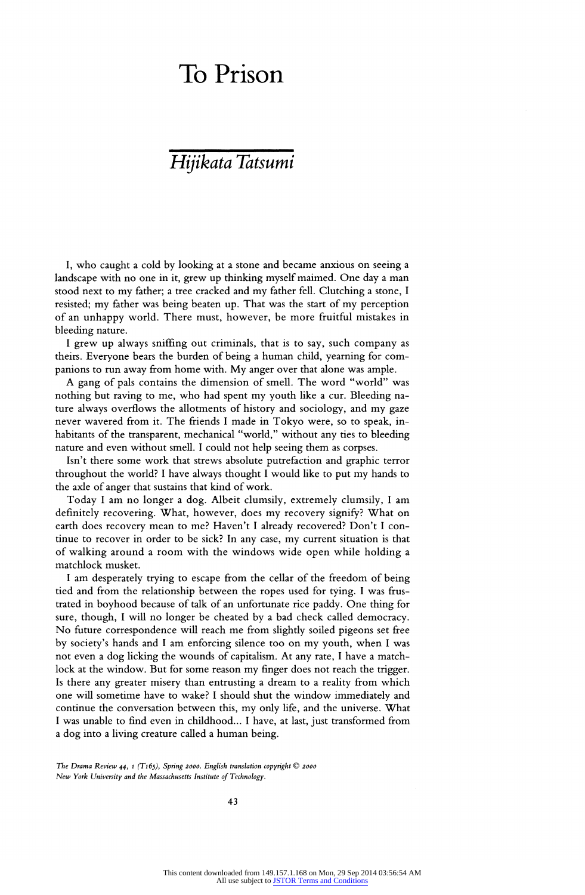# To Prison

## *Hijikata Tatsumi*

I, who caught a cold by looking at a stone and became anxious on seeing a landscape with no one in it, grew up thinking myself maimed. One day a man stood next to my father; a tree cracked and my father fell. Clutching a stone, I resisted; my father was being beaten up. That was the start of my perception of an unhappy world. There must, however, be more fruitful mistakes in bleeding nature.

I grew up always sniffing out criminals, that is to say, such company as theirs. Everyone bears the burden of being a human child, yearning for companions to run away from home with. My anger over that alone was ample.

A gang of pals contains the dimension of smell. The word "world" was nothing but raving to me, who had spent my youth like a cur. Bleeding nature always overflows the allotments of history and sociology, and my gaze never wavered from it. The friends I made in Tokyo were, so to speak, inhabitants of the transparent, mechanical "world," without any ties to bleeding nature and even without smell. I could not help seeing them as corpses.

Isn't there some work that strews absolute putrefaction and graphic terror throughout the world? I have always thought I would like to put my hands to the axle of anger that sustains that kind of work.

Today I am no longer a dog. Albeit clumsily, extremely clumsily, I am definitely recovering. What, however, does my recovery signify? What on earth does recovery mean to me? Haven't I already recovered? Don't I continue to recover in order to be sick? In any case, my current situation is that of walking around a room with the windows wide open while holding a matchlock musket.

I am desperately trying to escape from the cellar of the freedom of being tied and from the relationship between the ropes used for tying. I was frustrated in boyhood because of talk of an unfortunate rice paddy. One thing for sure, though, I will no longer be cheated by a bad check called democracy. No future correspondence will reach me from slightly soiled pigeons set free by society's hands and I am enforcing silence too on my youth, when I was not even a dog licking the wounds of capitalism. At any rate, I have a matchlock at the window. But for some reason my finger does not reach the trigger. Is there any greater misery than entrusting a dream to a reality from which one will sometime have to wake? I should shut the window immediately and continue the conversation between this, my only life, and the universe. What I was unable to find even in childhood... I have, at last, just transformed from a dog into a living creature called a human being.

*The Drama Review 44, 1 (T165), Spring 2000. English translation copyright © 2000 New York University and the Massachusetts Institute of Technology.*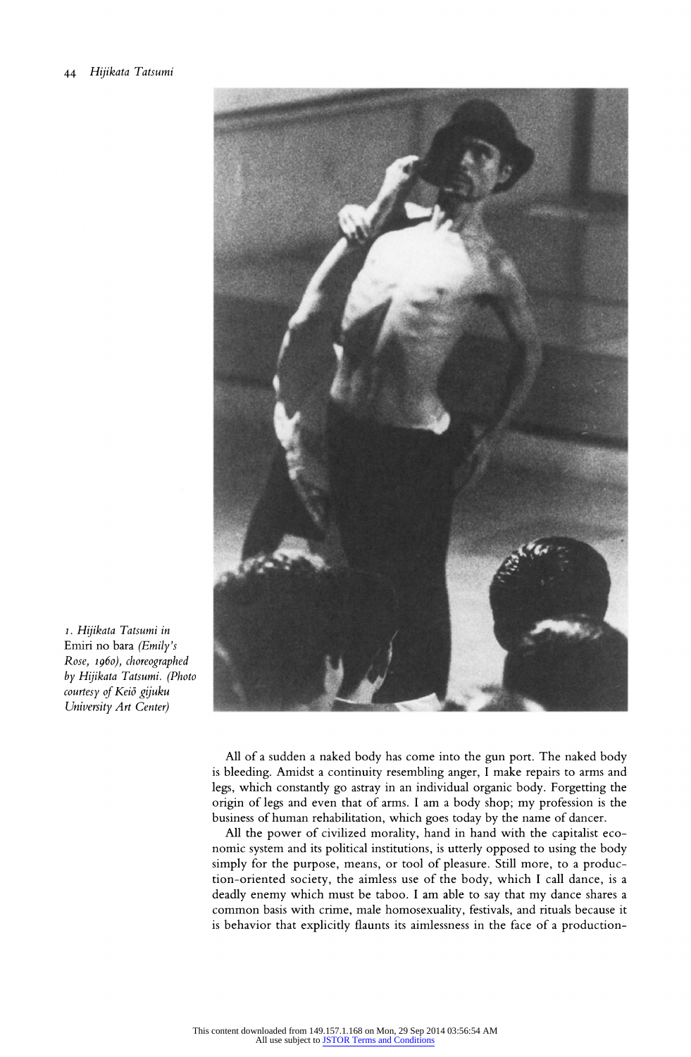*1. Hijikata Tatsumi in* Emiri no bara *(Emily's Rose, 1960), choreographed by Hijikata Tatsumi. (Photo courtesy of Keiō gijuku University Art Center)*

All of a sudden a naked body has come into the gun port. The naked body is bleeding. Amidst a continuity resembling anger, I make repairs to arms and legs, which constantly go astray in an individual organic body. Forgetting the origin of legs and even that of arms. I am a body shop; my profession is the business of human rehabilitation, which goes today by the name of dancer.

All the power of civilized morality, hand in hand with the capitalist economic system and its political institutions, is utterly opposed to using the body simply for the purpose, means, or tool of pleasure. Still more, to a production-oriented society, the aimless use of the body, which I call dance, is a deadly enemy which must be taboo. I am able to say that my dance shares a common basis with crime, male homosexuality, festivals, and rituals because it is behavior that explicitly flaunts its aimlessness in the face of a production-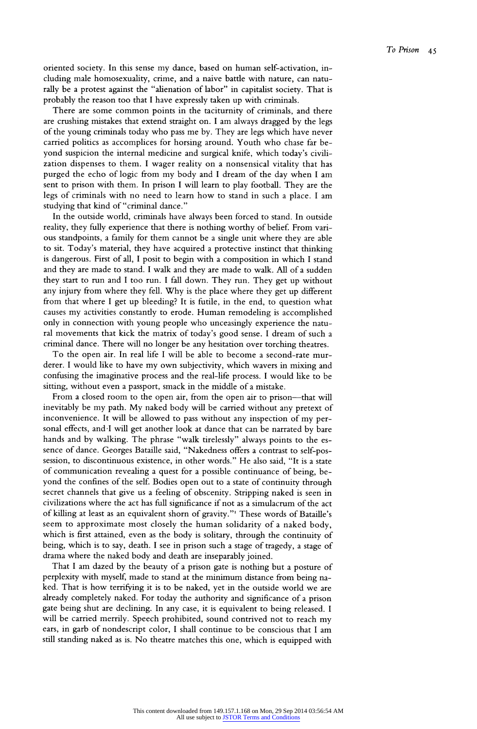oriented society. In this sense my dance, based on human self-activation, including male homosexuality, crime, and a naive battle with nature, can naturally be a protest against the "alienation of labor" in capitalist society. That is probably the reason too that I have expressly taken up with criminals.

There are some common points in the taciturnity of criminals, and there are crushing mistakes that extend straight on. I am always dragged by the legs of the young criminals today who pass me by. They are legs which have never carried politics as accomplices for horsing around. Youth who chase far beyond suspicion the internal medicine and surgical knife, which today's civilization dispenses to them. I wager reality on a nonsensical vitality that has purged the echo of logic from my body and I dream of the day when I am sent to prison with them. In prison I will learn to play football. They are the legs of criminals with no need to learn how to stand in such a place. I am studying that kind of "criminal dance."

In the outside world, criminals have always been forced to stand. In outside reality, they fully experience that there is nothing worthy of belief. From various standpoints, a family for them cannot be a single unit where they are able to sit. Today's material, they have acquired a protective instinct that thinking is dangerous. First of all, I posit to begin with a composition in which I stand and they are made to stand. I walk and they are made to walk. All of a sudden they start to run and I too run. I fall down. They run. They get up without any injury from where they fell. Why is the place where they get up different from that where I get up bleeding? It is futile, in the end, to question what causes my activities constantly to erode. Human remodeling is accomplished only in connection with young people who unceasingly experience the natural movements that kick the matrix of today's good sense. I dream of such a criminal dance. There will no longer be any hesitation over torching theatres.

To the open air. In real life I will be able to become a second-rate murderer. I would like to have my own subjectivity, which wavers in mixing and confusing the imaginative process and the real-life process. I would like to be sitting, without even a passport, smack in the middle of a mistake.

From a closed room to the open air, from the open air to prison—that will inevitably be my path. My naked body will be carried without any pretext of inconvenience. It will be allowed to pass without any inspection of my personal effects, and I will get another look at dance that can be narrated by bare hands and by walking. The phrase "walk tirelessly" always points to the essence of dance. Georges Bataille said, "Nakedness offers a contrast to self-possession, to discontinuous existence, in other words." He also said, "It is a state of communication revealing a quest for a possible continuance of being, beyond the confines of the self. Bodies open out to a state of continuity through secret channels that give us a feeling of obscenity. Stripping naked is seen in civilizations where the act has full significance if not as a simulacrum of the act of killing at least as an equivalent shorn of gravity."[1] These words of Bataille's seem to approximate most closely the human solidarity of a naked body, which is first attained, even as the body is solitary, through the continuity of being, which is to say, death. I see in prison such a stage of tragedy, a stage of drama where the naked body and death are inseparably joined.

That I am dazed by the beauty of a prison gate is nothing but a posture of perplexity with myself, made to stand at the minimum distance from being naked. That is how terrifying it is to be naked, yet in the outside world we are already completely naked. For today the authority and significance of a prison gate being shut are declining. In any case, it is equivalent to being released. I will be carried merrily. Speech prohibited, sound contrived not to reach my ears, in garb of nondescript color, I shall continue to be conscious that I am still standing naked as is. No theatre matches this one, which is equipped with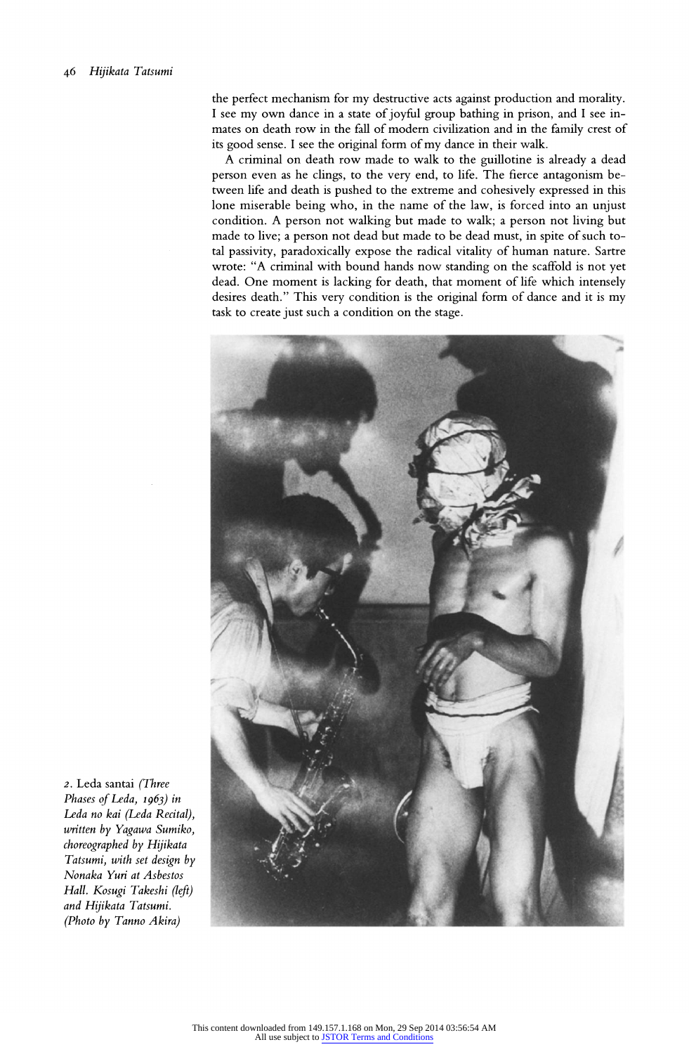the perfect mechanism for my destructive acts against production and morality. I see my own dance in a state of joyful group bathing in prison, and I see inmates on death row in the fall of modern civilization and in the family crest of its good sense. I see the original form of my dance in their walk.

A criminal on death row made to walk to the guillotine is already a dead person even as he clings, to the very end, to life. The fierce antagonism between life and death is pushed to the extreme and cohesively expressed in this lone miserable being who, in the name of the law, is forced into an unjust condition. A person not walking but made to walk; a person not living but made to live; a person not dead but made to be dead must, in spite of such total passivity, paradoxically expose the radical vitality of human nature. Sartre wrote: "A criminal with bound hands now standing on the scaffold is not yet dead. One moment is lacking for death, that moment of life which intensely desires death." This very condition is the original form of dance and it is my task to create just such a condition on the stage.

2. Leda santai *(Three Phases of Leda, 1963) in Leda no kai (Leda Recital), written by Yagawa Sumiko, choreographed by Hijikata Tatsumi, with set design by Nonaka Yuri at Asbestos Hall. Kosugi Takeshi (left) and Hijikata Tatsumi. (Photo by Tanno Akira)*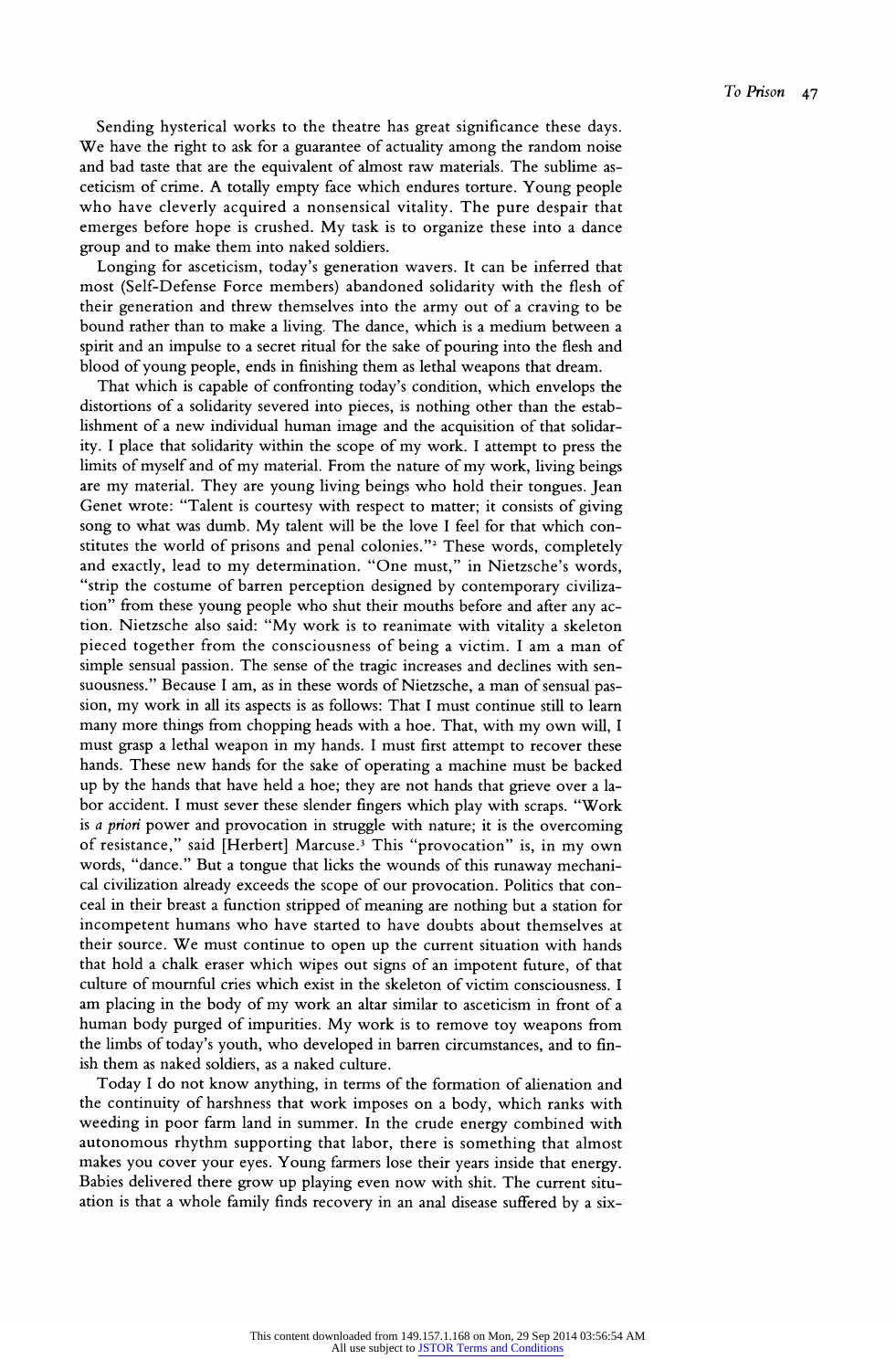Sending hysterical works to the theatre has great significance these days. We have the right to ask for a guarantee of actuality among the random noise and bad taste that are the equivalent of almost raw materials. The sublime asceticism of crime. A totally empty face which endures torture. Young people who have cleverly acquired a nonsensical vitality. The pure despair that emerges before hope is crushed. My task is to organize these into a dance group and to make them into naked soldiers.

Longing for asceticism, today's generation wavers. It can be inferred that most (Self-Defense Force members) abandoned solidarity with the flesh of their generation and threw themselves into the army out of a craving to be bound rather than to make a living. The dance, which is a medium between a spirit and an impulse to a secret ritual for the sake of pouring into the flesh and blood of young people, ends in finishing them as lethal weapons that dream.

That which is capable of confronting today's condition, which envelops the distortions of a solidarity severed into pieces, is nothing other than the establishment of a new individual human image and the acquisition of that solidarity. I place that solidarity within the scope of my work. I attempt to press the limits of myself and of my material. From the nature of my work, living beings are my material. They are young living beings who hold their tongues. Jean Genet wrote: "Talent is courtesy with respect to matter; it consists of giving song to what was dumb. My talent will be the love I feel for that which constitutes the world of prisons and penal colonies."[2] These words, completely and exactly, lead to my determination. "One must," in Nietzsche's words, "strip the costume of barren perception designed by contemporary civilization" from these young people who shut their mouths before and after any action. Nietzsche also said: "My work is to reanimate with vitality a skeleton pieced together from the consciousness of being a victim. I am a man of simple sensual passion. The sense of the tragic increases and declines with sensuousness." Because I am, as in these words of Nietzsche, a man of sensual passion, my work in all its aspects is as follows: That I must continue still to learn many more things from chopping heads with a hoe. That, with my own will, I must grasp a lethal weapon in my hands. I must first attempt to recover these hands. These new hands for the sake of operating a machine must be backed up by the hands that have held a hoe; they are not hands that grieve over a labor accident. I must sever these slender fingers which play with scraps. "Work is *a priori* power and provocation in struggle with nature; it is the overcoming of resistance," said [Herbert] Marcuse.[3] This "provocation" is, in my own words, "dance." But a tongue that licks the wounds of this runaway mechanical civilization already exceeds the scope of our provocation. Politics that conceal in their breast a function stripped of meaning are nothing but a station for incompetent humans who have started to have doubts about themselves at their source. We must continue to open up the current situation with hands that hold a chalk eraser which wipes out signs of an impotent future, of that culture of mournful cries which exist in the skeleton of victim consciousness. I am placing in the body of my work an altar similar to asceticism in front of a human body purged of impurities. My work is to remove toy weapons from the limbs of today's youth, who developed in barren circumstances, and to finish them as naked soldiers, as a naked culture.

Today I do not know anything, in terms of the formation of alienation and the continuity of harshness that work imposes on a body, which ranks with weeding in poor farm land in summer. In the crude energy combined with autonomous rhythm supporting that labor, there is something that almost makes you cover your eyes. Young farmers lose their years inside that energy. Babies delivered there grow up playing even now with shit. The current situation is that a whole family finds recovery in an anal disease suffered by a six-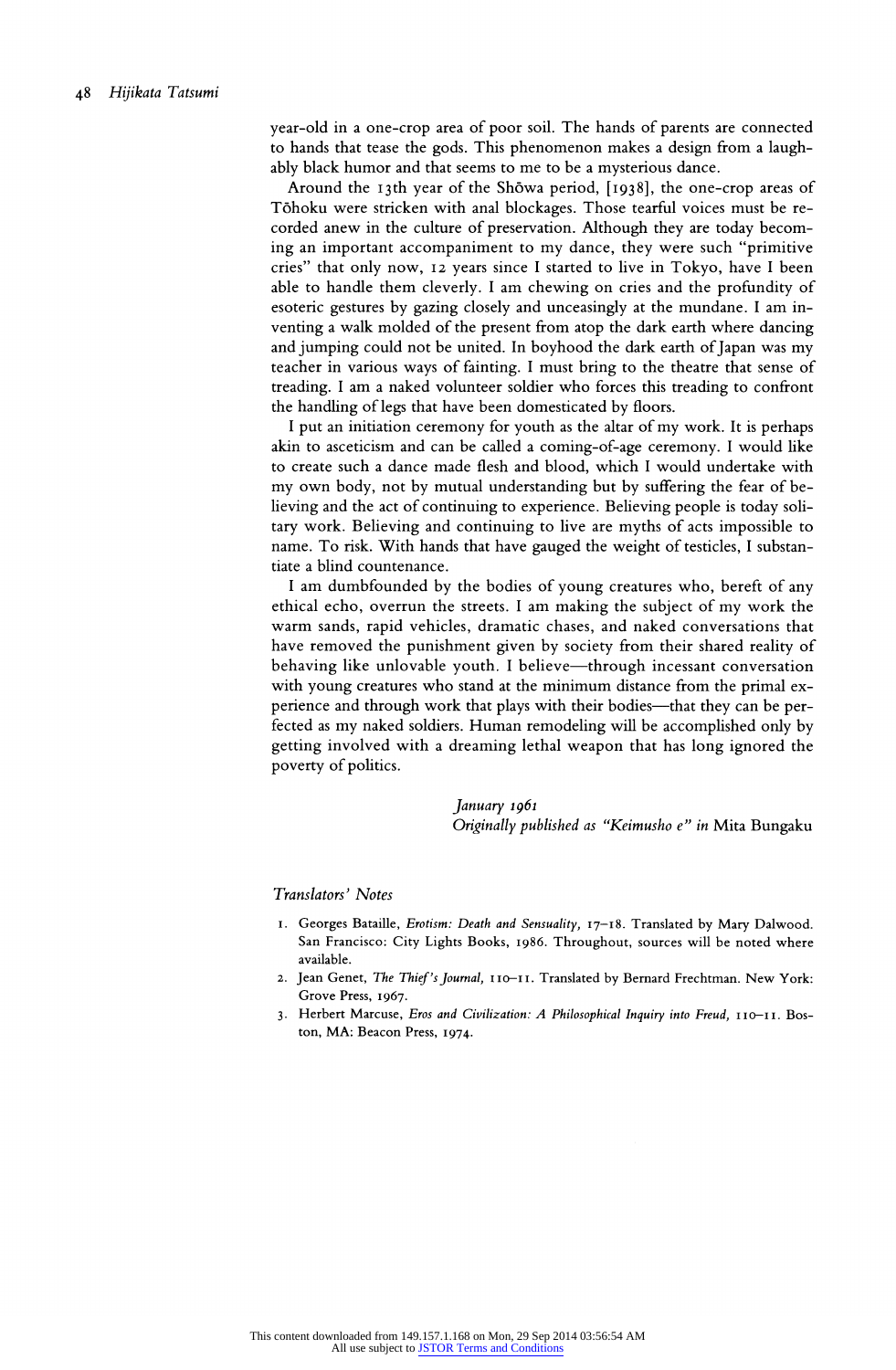year-old in a one-crop area of poor soil. The hands of parents are connected to hands that tease the gods. This phenomenon makes a design from a laughably black humor and that seems to me to be a mysterious dance.

Around the 13th year of the Shōwa period, [1938], the one-crop areas of Tōhoku were stricken with anal blockages. Those tearful voices must be recorded anew in the culture of preservation. Although they are today becoming an important accompaniment to my dance, they were such "primitive cries" that only now, 12 years since I started to live in Tokyo, have I been able to handle them cleverly. I am chewing on cries and the profundity of esoteric gestures by gazing closely and unceasingly at the mundane. I am inventing a walk molded of the present from atop the dark earth where dancing and jumping could not be united. In boyhood the dark earth of Japan was my teacher in various ways of fainting. I must bring to the theatre that sense of treading. I am a naked volunteer soldier who forces this treading to confront the handling of legs that have been domesticated by floors.

I put an initiation ceremony for youth as the altar of my work. It is perhaps akin to asceticism and can be called a coming-of-age ceremony. I would like to create such a dance made flesh and blood, which I would undertake with my own body, not by mutual understanding but by suffering the fear of believing and the act of continuing to experience. Believing people is today solitary work. Believing and continuing to live are myths of acts impossible to name. To risk. With hands that have gauged the weight of testicles, I substantiate a blind countenance.

I am dumbfounded by the bodies of young creatures who, bereft of any ethical echo, overrun the streets. I am making the subject of my work the warm sands, rapid vehicles, dramatic chases, and naked conversations that have removed the punishment given by society from their shared reality of behaving like unlovable youth. I believe—through incessant conversation with young creatures who stand at the minimum distance from the primal experience and through work that plays with their bodies—that they can be perfected as my naked soldiers. Human remodeling will be accomplished only by getting involved with a dreaming lethal weapon that has long ignored the poverty of politics.

*January 1961*
*Originally published as "Keimusho e" in* Mita Bungaku

### *Translators' Notes*

1. Georges Bataille, *Erotism: Death and Sensuality,* 17–18. Translated by Mary Dalwood. San Francisco: City Lights Books, 1986. Throughout, sources will be noted where available.
2. Jean Genet, *The Thief's Journal,* 110–11. Translated by Bernard Frechtman. New York: Grove Press, 1967.
3. Herbert Marcuse, *Eros and Civilization: A Philosophical Inquiry into Freud,* 110–11. Boston, MA: Beacon Press, 1974.